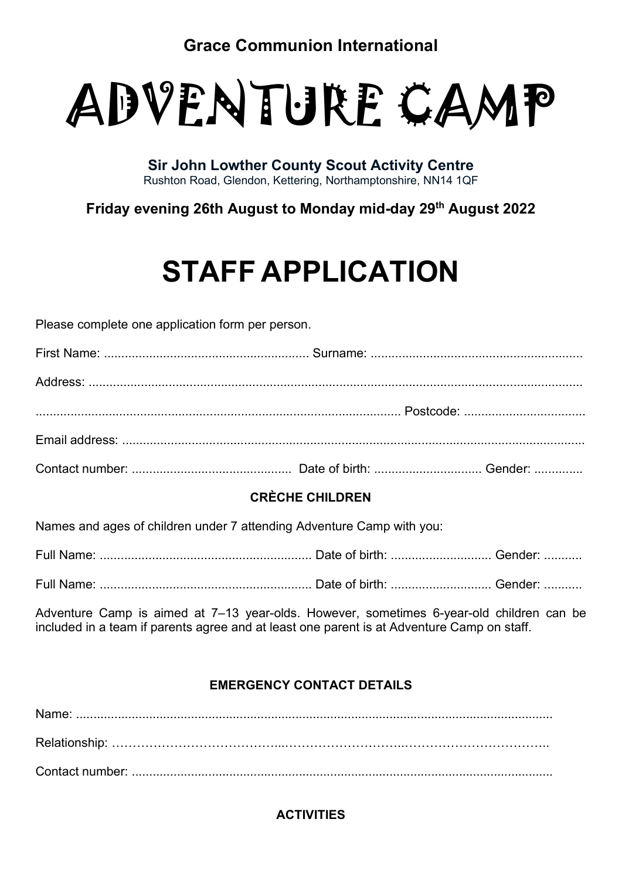**Grace Communion International**

# ADVENTURE CAMP

**Sir John Lowther County Scout Activity Centre**
Rushton Road, Glendon, Kettering, Northamptonshire, NN14 1QF

**Friday evening 26th August to Monday mid-day 29th August 2022**

# STAFF APPLICATION

Please complete one application form per person.

First Name: .......................................................... Surname: ............................................................

Address: .............................................................................................................................................

....................................................................................................... Postcode: ..................................

Email address: ....................................................................................................................................

Contact number: ............................................. Date of birth: .............................. Gender: ..............

**CRÈCHE CHILDREN**

Names and ages of children under 7 attending Adventure Camp with you:

Full Name: ............................................................ Date of birth: ............................ Gender: ...........

Full Name: ............................................................ Date of birth: ............................ Gender: ...........

Adventure Camp is aimed at 7–13 year-olds. However, sometimes 6-year-old children can be included in a team if parents agree and at least one parent is at Adventure Camp on staff.

**EMERGENCY CONTACT DETAILS**

Name: ........................................................................................................................................

Relationship: ……………………………….....………………………..……………………………..

Contact number: ........................................................................................................................

**ACTIVITIES**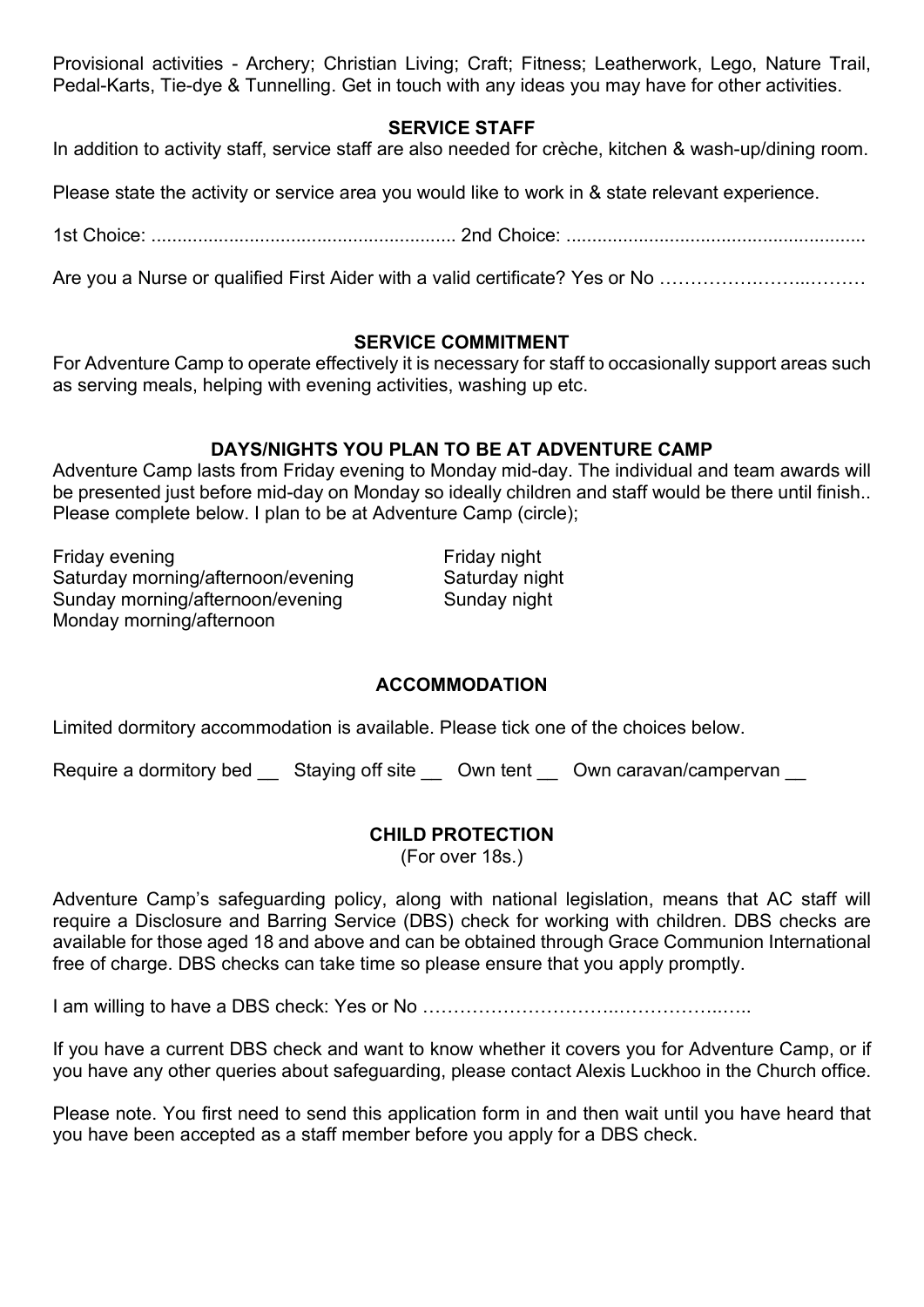Provisional activities - Archery; Christian Living; Craft; Fitness; Leatherwork, Lego, Nature Trail, Pedal-Karts, Tie-dye & Tunnelling. Get in touch with any ideas you may have for other activities.

## SERVICE STAFF

In addition to activity staff, service staff are also needed for crèche, kitchen & wash-up/dining room.

Please state the activity or service area you would like to work in & state relevant experience.

1st Choice: ........................................................... 2nd Choice: .........................................................

Are you a Nurse or qualified First Aider with a valid certificate? Yes or No ………………………..………

## SERVICE COMMITMENT

For Adventure Camp to operate effectively it is necessary for staff to occasionally support areas such as serving meals, helping with evening activities, washing up etc.

## DAYS/NIGHTS YOU PLAN TO BE AT ADVENTURE CAMP

Adventure Camp lasts from Friday evening to Monday mid-day. The individual and team awards will be presented just before mid-day on Monday so ideally children and staff would be there until finish.. Please complete below. I plan to be at Adventure Camp (circle);

Friday evening
Saturday morning/afternoon/evening
Sunday morning/afternoon/evening
Monday morning/afternoon

Friday night
Saturday night
Sunday night

## ACCOMMODATION

Limited dormitory accommodation is available. Please tick one of the choices below.

Require a dormitory bed __ Staying off site __ Own tent __ Own caravan/campervan __

## CHILD PROTECTION

(For over 18s.)

Adventure Camp's safeguarding policy, along with national legislation, means that AC staff will require a Disclosure and Barring Service (DBS) check for working with children. DBS checks are available for those aged 18 and above and can be obtained through Grace Communion International free of charge. DBS checks can take time so please ensure that you apply promptly.

I am willing to have a DBS check: Yes or No ………………………………………………..

If you have a current DBS check and want to know whether it covers you for Adventure Camp, or if you have any other queries about safeguarding, please contact Alexis Luckhoo in the Church office.

Please note. You first need to send this application form in and then wait until you have heard that you have been accepted as a staff member before you apply for a DBS check.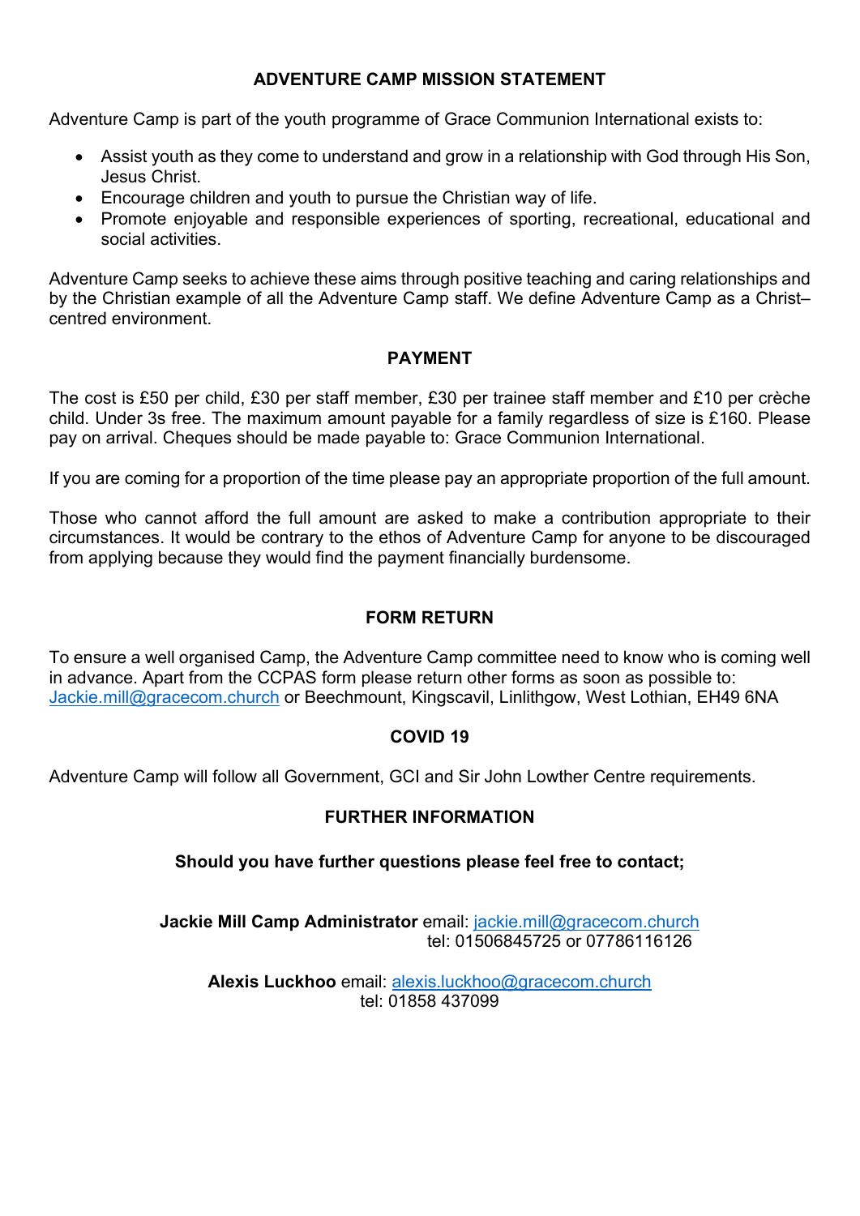## ADVENTURE CAMP MISSION STATEMENT

Adventure Camp is part of the youth programme of Grace Communion International exists to:

- Assist youth as they come to understand and grow in a relationship with God through His Son, Jesus Christ.
- Encourage children and youth to pursue the Christian way of life.
- Promote enjoyable and responsible experiences of sporting, recreational, educational and social activities.

Adventure Camp seeks to achieve these aims through positive teaching and caring relationships and by the Christian example of all the Adventure Camp staff. We define Adventure Camp as a Christ–centred environment.

## PAYMENT

The cost is £50 per child, £30 per staff member, £30 per trainee staff member and £10 per crèche child. Under 3s free. The maximum amount payable for a family regardless of size is £160. Please pay on arrival. Cheques should be made payable to: Grace Communion International.

If you are coming for a proportion of the time please pay an appropriate proportion of the full amount.

Those who cannot afford the full amount are asked to make a contribution appropriate to their circumstances. It would be contrary to the ethos of Adventure Camp for anyone to be discouraged from applying because they would find the payment financially burdensome.

## FORM RETURN

To ensure a well organised Camp, the Adventure Camp committee need to know who is coming well in advance. Apart from the CCPAS form please return other forms as soon as possible to: Jackie.mill@gracecom.church or Beechmount, Kingscavil, Linlithgow, West Lothian, EH49 6NA

## COVID 19

Adventure Camp will follow all Government, GCI and Sir John Lowther Centre requirements.

## FURTHER INFORMATION

**Should you have further questions please feel free to contact;**

**Jackie Mill Camp Administrator** email: jackie.mill@gracecom.church
tel: 01506845725 or 07786116126

**Alexis Luckhoo** email: alexis.luckhoo@gracecom.church
tel: 01858 437099